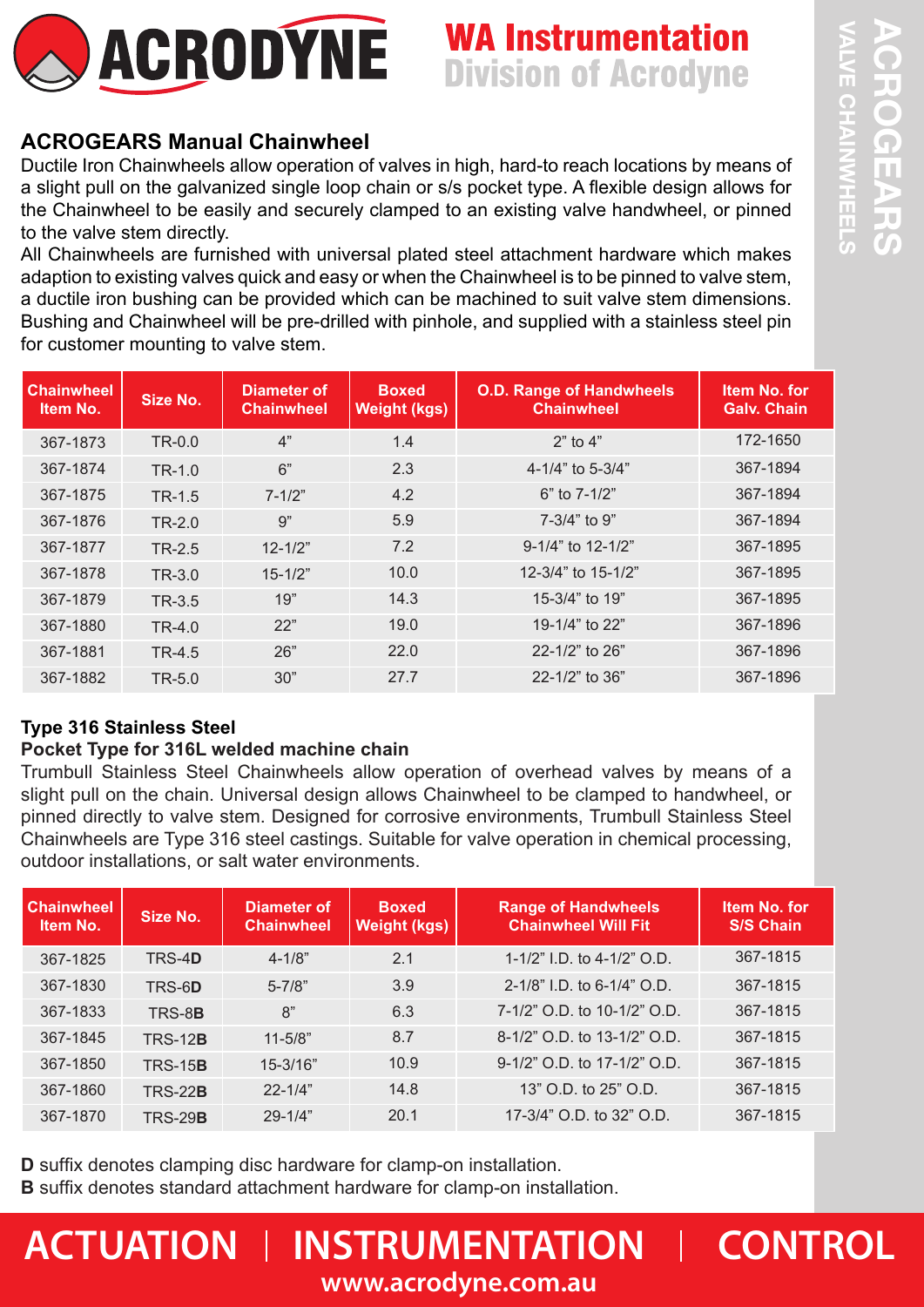# ACRODYNE

## WA Instrumentation
Division of Acrodyne

ACROGEARS VALVE CHAINWHEELS

### ACROGEARS Manual Chainwheel

Ductile Iron Chainwheels allow operation of valves in high, hard-to reach locations by means of a slight pull on the galvanized single loop chain or s/s pocket type. A flexible design allows for the Chainwheel to be easily and securely clamped to an existing valve handwheel, or pinned to the valve stem directly.

All Chainwheels are furnished with universal plated steel attachment hardware which makes adaption to existing valves quick and easy or when the Chainwheel is to be pinned to valve stem, a ductile iron bushing can be provided which can be machined to suit valve stem dimensions. Bushing and Chainwheel will be pre-drilled with pinhole, and supplied with a stainless steel pin for customer mounting to valve stem.

| Chainwheel Item No. | Size No. | Diameter of Chainwheel | Boxed Weight (kgs) | O.D. Range of Handwheels Chainwheel | Item No. for Galv. Chain |
|---|---|---|---|---|---|
| 367-1873 | TR-0.0 | 4" | 1.4 | 2" to 4" | 172-1650 |
| 367-1874 | TR-1.0 | 6" | 2.3 | 4-1/4" to 5-3/4" | 367-1894 |
| 367-1875 | TR-1.5 | 7-1/2" | 4.2 | 6" to 7-1/2" | 367-1894 |
| 367-1876 | TR-2.0 | 9" | 5.9 | 7-3/4" to 9" | 367-1894 |
| 367-1877 | TR-2.5 | 12-1/2" | 7.2 | 9-1/4" to 12-1/2" | 367-1895 |
| 367-1878 | TR-3.0 | 15-1/2" | 10.0 | 12-3/4" to 15-1/2" | 367-1895 |
| 367-1879 | TR-3.5 | 19" | 14.3 | 15-3/4" to 19" | 367-1895 |
| 367-1880 | TR-4.0 | 22" | 19.0 | 19-1/4" to 22" | 367-1896 |
| 367-1881 | TR-4.5 | 26" | 22.0 | 22-1/2" to 26" | 367-1896 |
| 367-1882 | TR-5.0 | 30" | 27.7 | 22-1/2" to 36" | 367-1896 |

### Type 316 Stainless Steel
**Pocket Type for 316L welded machine chain**

Trumbull Stainless Steel Chainwheels allow operation of overhead valves by means of a slight pull on the chain. Universal design allows Chainwheel to be clamped to handwheel, or pinned directly to valve stem. Designed for corrosive environments, Trumbull Stainless Steel Chainwheels are Type 316 steel castings. Suitable for valve operation in chemical processing, outdoor installations, or salt water environments.

| Chainwheel Item No. | Size No. | Diameter of Chainwheel | Boxed Weight (kgs) | Range of Handwheels Chainwheel Will Fit | Item No. for S/S Chain |
|---|---|---|---|---|---|
| 367-1825 | TRS-4**D** | 4-1/8" | 2.1 | 1-1/2" I.D. to 4-1/2" O.D. | 367-1815 |
| 367-1830 | TRS-6**D** | 5-7/8" | 3.9 | 2-1/8" I.D. to 6-1/4" O.D. | 367-1815 |
| 367-1833 | TRS-8**B** | 8" | 6.3 | 7-1/2" O.D. to 10-1/2" O.D. | 367-1815 |
| 367-1845 | TRS-12**B** | 11-5/8" | 8.7 | 8-1/2" O.D. to 13-1/2" O.D. | 367-1815 |
| 367-1850 | TRS-15**B** | 15-3/16" | 10.9 | 9-1/2" O.D. to 17-1/2" O.D. | 367-1815 |
| 367-1860 | TRS-22**B** | 22-1/4" | 14.8 | 13" O.D. to 25" O.D. | 367-1815 |
| 367-1870 | TRS-29**B** | 29-1/4" | 20.1 | 17-3/4" O.D. to 32" O.D. | 367-1815 |

**D** suffix denotes clamping disc hardware for clamp-on installation.
**B** suffix denotes standard attachment hardware for clamp-on installation.

**ACTUATION | INSTRUMENTATION | CONTROL**
www.acrodyne.com.au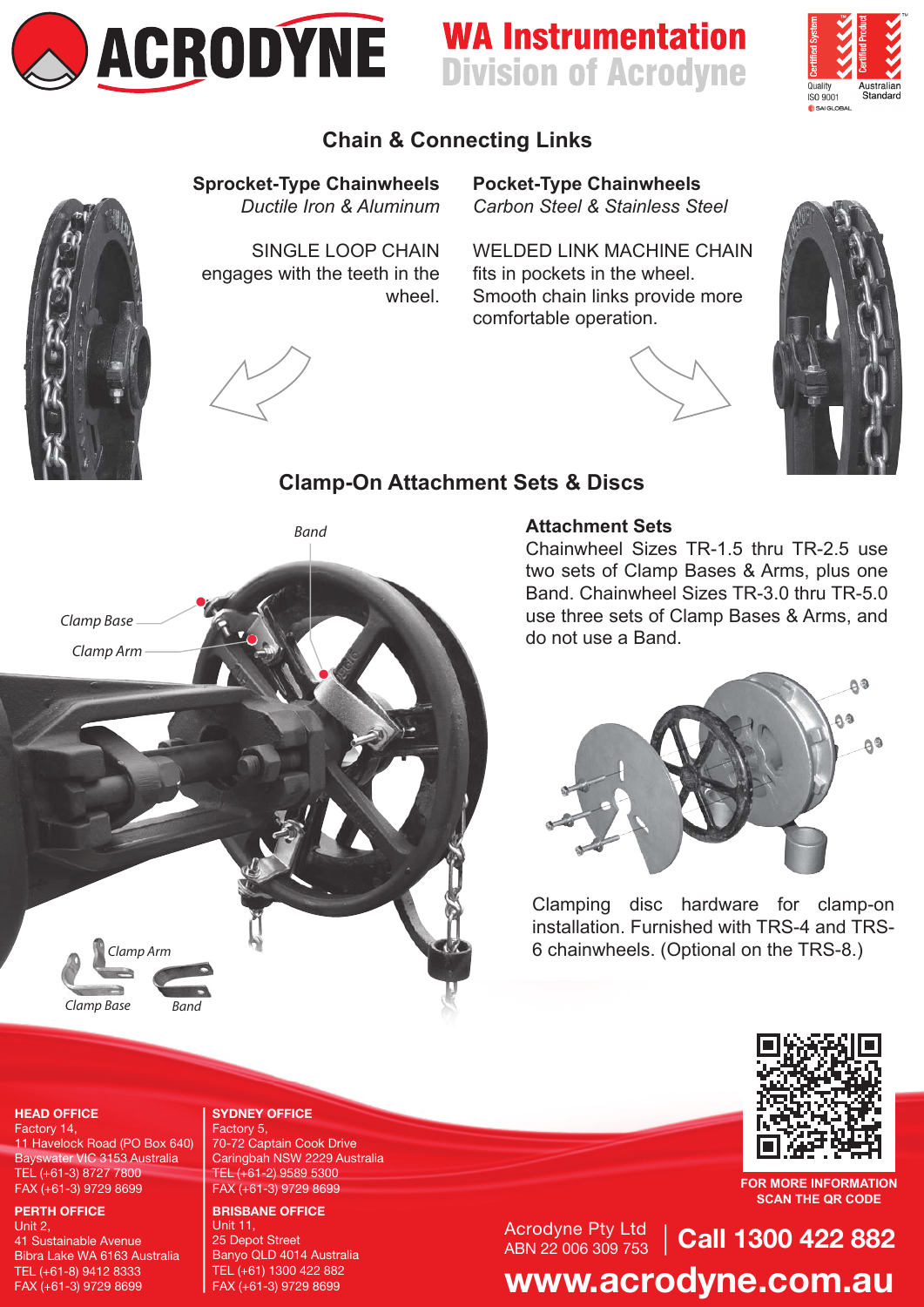## Chain & Connecting Links

**Sprocket-Type Chainwheels**
*Ductile Iron & Aluminum*

SINGLE LOOP CHAIN engages with the teeth in the wheel.

**Pocket-Type Chainwheels**
*Carbon Steel & Stainless Steel*

WELDED LINK MACHINE CHAIN fits in pockets in the wheel. Smooth chain links provide more comfortable operation.

## Clamp-On Attachment Sets & Discs

*Band*

*Clamp Base*

*Clamp Arm*

*Clamp Arm*

*Clamp Base*

*Band*

**Attachment Sets**

Chainwheel Sizes TR-1.5 thru TR-2.5 use two sets of Clamp Bases & Arms, plus one Band. Chainwheel Sizes TR-3.0 thru TR-5.0 use three sets of Clamp Bases & Arms, and do not use a Band.

Clamping disc hardware for clamp-on installation. Furnished with TRS-4 and TRS-6 chainwheels. (Optional on the TRS-8.)

**HEAD OFFICE**
Factory 14,
11 Havelock Road (PO Box 640)
Bayswater VIC 3153 Australia
TEL (+61-3) 8727 7800
FAX (+61-3) 9729 8699

**PERTH OFFICE**
Unit 2,
41 Sustainable Avenue
Bibra Lake WA 6163 Australia
TEL (+61-8) 9412 8333
FAX (+61-3) 9729 8699

**SYDNEY OFFICE**
Factory 5,
70-72 Captain Cook Drive
Caringbah NSW 2229 Australia
TEL (+61-2) 9589 5300
FAX (+61-3) 9729 8699

**BRISBANE OFFICE**
Unit 11,
25 Depot Street
Banyo QLD 4014 Australia
TEL (+61) 1300 422 882
FAX (+61-3) 9729 8699

**FOR MORE INFORMATION SCAN THE QR CODE**

Acrodyne Pty Ltd
ABN 22 006 309 753

**Call 1300 422 882**

**www.acrodyne.com.au**